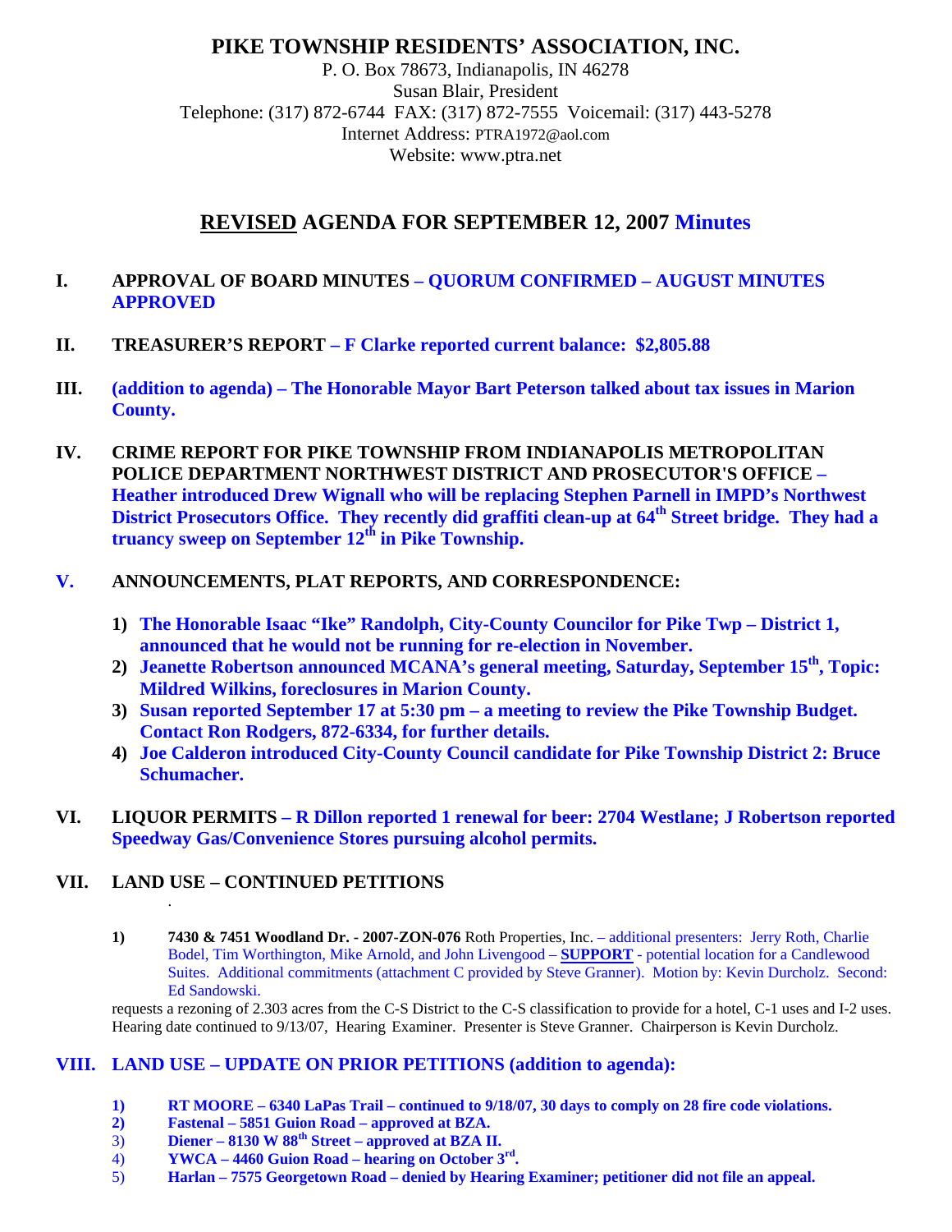# PIKE TOWNSHIP RESIDENTS' ASSOCIATION, INC.

P. O. Box 78673, Indianapolis, IN 46278
Susan Blair, President
Telephone: (317) 872-6744 FAX: (317) 872-7555 Voicemail: (317) 443-5278
Internet Address: PTRA1972@aol.com
Website: www.ptra.net

## REVISED AGENDA FOR SEPTEMBER 12, 2007 Minutes

**I. APPROVAL OF BOARD MINUTES – QUORUM CONFIRMED – AUGUST MINUTES APPROVED**

**II. TREASURER'S REPORT – F Clarke reported current balance: $2,805.88**

**III. (addition to agenda) – The Honorable Mayor Bart Peterson talked about tax issues in Marion County.**

**IV. CRIME REPORT FOR PIKE TOWNSHIP FROM INDIANAPOLIS METROPOLITAN POLICE DEPARTMENT NORTHWEST DISTRICT AND PROSECUTOR'S OFFICE – Heather introduced Drew Wignall who will be replacing Stephen Parnell in IMPD's Northwest District Prosecutors Office. They recently did graffiti clean-up at 64th Street bridge. They had a truancy sweep on September 12th in Pike Township.**

**V. ANNOUNCEMENTS, PLAT REPORTS, AND CORRESPONDENCE:**

1) **The Honorable Isaac "Ike" Randolph, City-County Councilor for Pike Twp – District 1, announced that he would not be running for re-election in November.**
2) **Jeanette Robertson announced MCANA's general meeting, Saturday, September 15th, Topic: Mildred Wilkins, foreclosures in Marion County.**
3) **Susan reported September 17 at 5:30 pm – a meeting to review the Pike Township Budget. Contact Ron Rodgers, 872-6334, for further details.**
4) **Joe Calderon introduced City-County Council candidate for Pike Township District 2: Bruce Schumacher.**

**VI. LIQUOR PERMITS – R Dillon reported 1 renewal for beer: 2704 Westlane; J Robertson reported Speedway Gas/Convenience Stores pursuing alcohol permits.**

**VII. LAND USE – CONTINUED PETITIONS**

1) **7430 & 7451 Woodland Dr. - 2007-ZON-076** Roth Properties, Inc. – additional presenters: Jerry Roth, Charlie Bodel, Tim Worthington, Mike Arnold, and John Livengood – **SUPPORT** - potential location for a Candlewood Suites. Additional commitments (attachment C provided by Steve Granner). Motion by: Kevin Durcholz. Second: Ed Sandowski.

requests a rezoning of 2.303 acres from the C-S District to the C-S classification to provide for a hotel, C-1 uses and I-2 uses. Hearing date continued to 9/13/07, Hearing Examiner. Presenter is Steve Granner. Chairperson is Kevin Durcholz.

**VIII. LAND USE – UPDATE ON PRIOR PETITIONS (addition to agenda):**

1) **RT MOORE – 6340 LaPas Trail – continued to 9/18/07, 30 days to comply on 28 fire code violations.**
2) **Fastenal – 5851 Guion Road – approved at BZA.**
3) **Diener – 8130 W 88th Street – approved at BZA II.**
4) **YWCA – 4460 Guion Road – hearing on October 3rd.**
5) **Harlan – 7575 Georgetown Road – denied by Hearing Examiner; petitioner did not file an appeal.**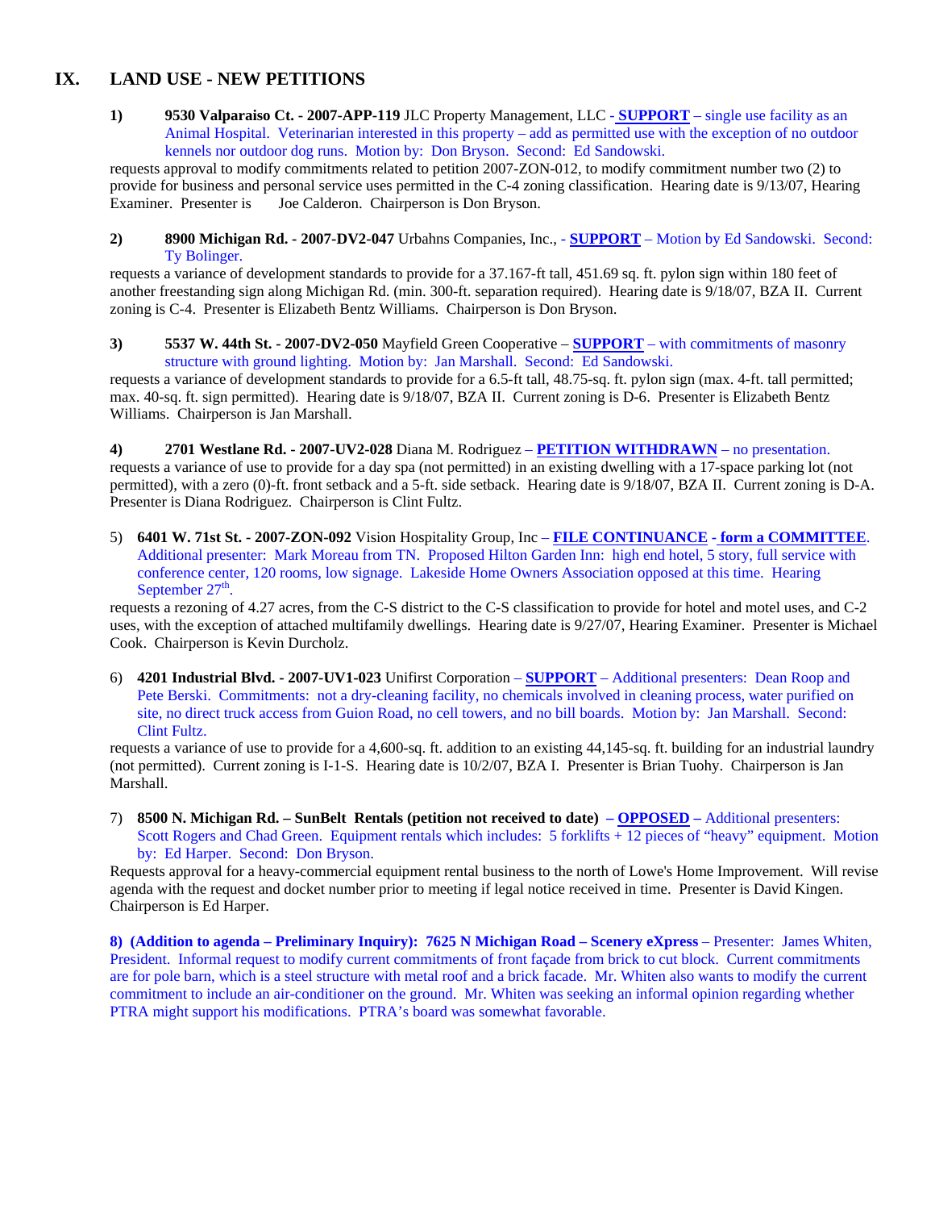## IX. LAND USE - NEW PETITIONS

1) **9530 Valparaiso Ct. - 2007-APP-119** JLC Property Management, LLC - **SUPPORT** – single use facility as an Animal Hospital. Veterinarian interested in this property – add as permitted use with the exception of no outdoor kennels nor outdoor dog runs. Motion by: Don Bryson. Second: Ed Sandowski.

requests approval to modify commitments related to petition 2007-ZON-012, to modify commitment number two (2) to provide for business and personal service uses permitted in the C-4 zoning classification. Hearing date is 9/13/07, Hearing Examiner. Presenter is Joe Calderon. Chairperson is Don Bryson.

2) **8900 Michigan Rd. - 2007-DV2-047** Urbahns Companies, Inc., - **SUPPORT** – Motion by Ed Sandowski. Second: Ty Bolinger.

requests a variance of development standards to provide for a 37.167-ft tall, 451.69 sq. ft. pylon sign within 180 feet of another freestanding sign along Michigan Rd. (min. 300-ft. separation required). Hearing date is 9/18/07, BZA II. Current zoning is C-4. Presenter is Elizabeth Bentz Williams. Chairperson is Don Bryson.

3) **5537 W. 44th St. - 2007-DV2-050** Mayfield Green Cooperative – **SUPPORT** – with commitments of masonry structure with ground lighting. Motion by: Jan Marshall. Second: Ed Sandowski.

requests a variance of development standards to provide for a 6.5-ft tall, 48.75-sq. ft. pylon sign (max. 4-ft. tall permitted; max. 40-sq. ft. sign permitted). Hearing date is 9/18/07, BZA II. Current zoning is D-6. Presenter is Elizabeth Bentz Williams. Chairperson is Jan Marshall.

4) **2701 Westlane Rd. - 2007-UV2-028** Diana M. Rodriguez – **PETITION WITHDRAWN** – no presentation.

requests a variance of use to provide for a day spa (not permitted) in an existing dwelling with a 17-space parking lot (not permitted), with a zero (0)-ft. front setback and a 5-ft. side setback. Hearing date is 9/18/07, BZA II. Current zoning is D-A. Presenter is Diana Rodriguez. Chairperson is Clint Fultz.

5) **6401 W. 71st St. - 2007-ZON-092** Vision Hospitality Group, Inc – **FILE CONTINUANCE - form a COMMITTEE**. Additional presenter: Mark Moreau from TN. Proposed Hilton Garden Inn: high end hotel, 5 story, full service with conference center, 120 rooms, low signage. Lakeside Home Owners Association opposed at this time. Hearing September 27th.

requests a rezoning of 4.27 acres, from the C-S district to the C-S classification to provide for hotel and motel uses, and C-2 uses, with the exception of attached multifamily dwellings. Hearing date is 9/27/07, Hearing Examiner. Presenter is Michael Cook. Chairperson is Kevin Durcholz.

6) **4201 Industrial Blvd. - 2007-UV1-023** Unifirst Corporation – **SUPPORT** – Additional presenters: Dean Roop and Pete Berski. Commitments: not a dry-cleaning facility, no chemicals involved in cleaning process, water purified on site, no direct truck access from Guion Road, no cell towers, and no bill boards. Motion by: Jan Marshall. Second: Clint Fultz.

requests a variance of use to provide for a 4,600-sq. ft. addition to an existing 44,145-sq. ft. building for an industrial laundry (not permitted). Current zoning is I-1-S. Hearing date is 10/2/07, BZA I. Presenter is Brian Tuohy. Chairperson is Jan Marshall.

7) **8500 N. Michigan Rd. – SunBelt Rentals (petition not received to date) – OPPOSED –** Additional presenters: Scott Rogers and Chad Green. Equipment rentals which includes: 5 forklifts + 12 pieces of "heavy" equipment. Motion by: Ed Harper. Second: Don Bryson.

Requests approval for a heavy-commercial equipment rental business to the north of Lowe's Home Improvement. Will revise agenda with the request and docket number prior to meeting if legal notice received in time. Presenter is David Kingen. Chairperson is Ed Harper.

**8) (Addition to agenda – Preliminary Inquiry): 7625 N Michigan Road – Scenery eXpress** – Presenter: James Whiten, President. Informal request to modify current commitments of front façade from brick to cut block. Current commitments are for pole barn, which is a steel structure with metal roof and a brick facade. Mr. Whiten also wants to modify the current commitment to include an air-conditioner on the ground. Mr. Whiten was seeking an informal opinion regarding whether PTRA might support his modifications. PTRA's board was somewhat favorable.